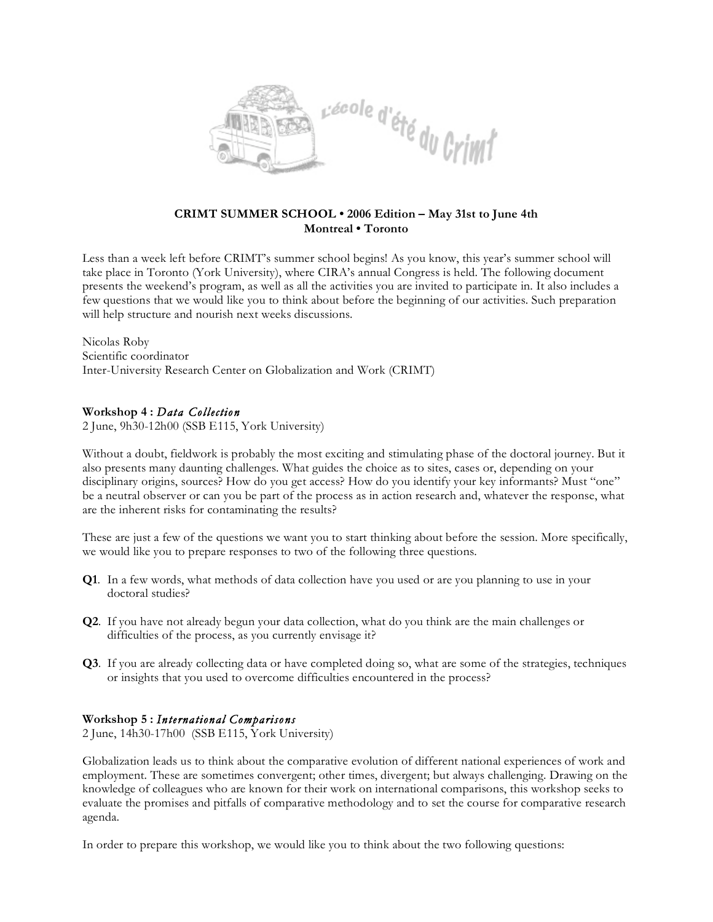**CRIMT SUMMER SCHOOL • 2006 Edition – May 31st to June 4th**
**Montreal • Toronto**

Less than a week left before CRIMT's summer school begins! As you know, this year's summer school will take place in Toronto (York University), where CIRA's annual Congress is held. The following document presents the weekend's program, as well as all the activities you are invited to participate in. It also includes a few questions that we would like you to think about before the beginning of our activities. Such preparation will help structure and nourish next weeks discussions.

Nicolas Roby
Scientific coordinator
Inter-University Research Center on Globalization and Work (CRIMT)

### Workshop 4 : *Data Collection*

2 June, 9h30-12h00 (SSB E115, York University)

Without a doubt, fieldwork is probably the most exciting and stimulating phase of the doctoral journey. But it also presents many daunting challenges. What guides the choice as to sites, cases or, depending on your disciplinary origins, sources? How do you get access? How do you identify your key informants? Must "one" be a neutral observer or can you be part of the process as in action research and, whatever the response, what are the inherent risks for contaminating the results?

These are just a few of the questions we want you to start thinking about before the session. More specifically, we would like you to prepare responses to two of the following three questions.

**Q1**. In a few words, what methods of data collection have you used or are you planning to use in your doctoral studies?

**Q2**. If you have not already begun your data collection, what do you think are the main challenges or difficulties of the process, as you currently envisage it?

**Q3**. If you are already collecting data or have completed doing so, what are some of the strategies, techniques or insights that you used to overcome difficulties encountered in the process?

### Workshop 5 : *International Comparisons*

2 June, 14h30-17h00 (SSB E115, York University)

Globalization leads us to think about the comparative evolution of different national experiences of work and employment. These are sometimes convergent; other times, divergent; but always challenging. Drawing on the knowledge of colleagues who are known for their work on international comparisons, this workshop seeks to evaluate the promises and pitfalls of comparative methodology and to set the course for comparative research agenda.

In order to prepare this workshop, we would like you to think about the two following questions: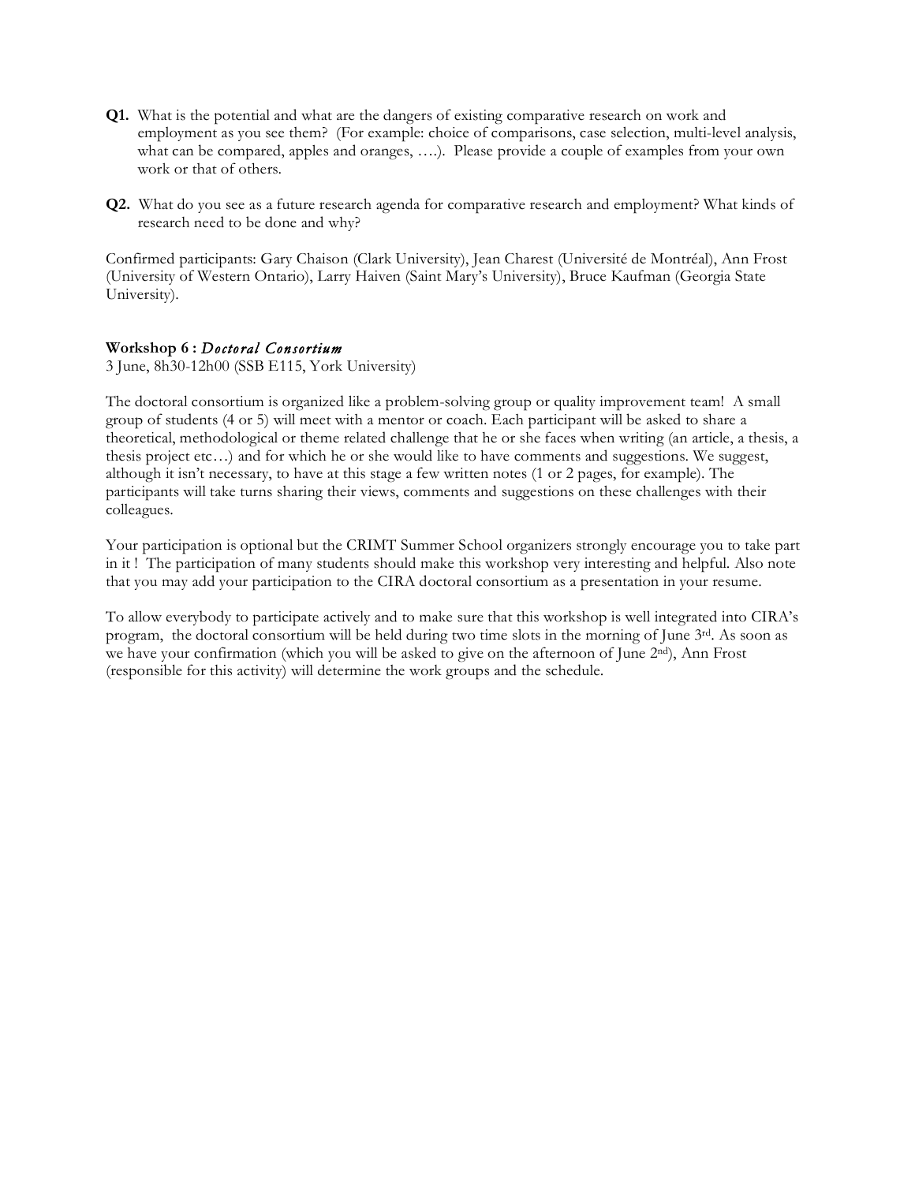**Q1.** What is the potential and what are the dangers of existing comparative research on work and employment as you see them? (For example: choice of comparisons, case selection, multi-level analysis, what can be compared, apples and oranges, ….). Please provide a couple of examples from your own work or that of others.

**Q2.** What do you see as a future research agenda for comparative research and employment? What kinds of research need to be done and why?

Confirmed participants: Gary Chaison (Clark University), Jean Charest (Université de Montréal), Ann Frost (University of Western Ontario), Larry Haiven (Saint Mary's University), Bruce Kaufman (Georgia State University).

### Workshop 6 : *Doctoral Consortium*

3 June, 8h30-12h00 (SSB E115, York University)

The doctoral consortium is organized like a problem-solving group or quality improvement team! A small group of students (4 or 5) will meet with a mentor or coach. Each participant will be asked to share a theoretical, methodological or theme related challenge that he or she faces when writing (an article, a thesis, a thesis project etc…) and for which he or she would like to have comments and suggestions. We suggest, although it isn't necessary, to have at this stage a few written notes (1 or 2 pages, for example). The participants will take turns sharing their views, comments and suggestions on these challenges with their colleagues.

Your participation is optional but the CRIMT Summer School organizers strongly encourage you to take part in it ! The participation of many students should make this workshop very interesting and helpful. Also note that you may add your participation to the CIRA doctoral consortium as a presentation in your resume.

To allow everybody to participate actively and to make sure that this workshop is well integrated into CIRA's program, the doctoral consortium will be held during two time slots in the morning of June 3rd. As soon as we have your confirmation (which you will be asked to give on the afternoon of June 2nd), Ann Frost (responsible for this activity) will determine the work groups and the schedule.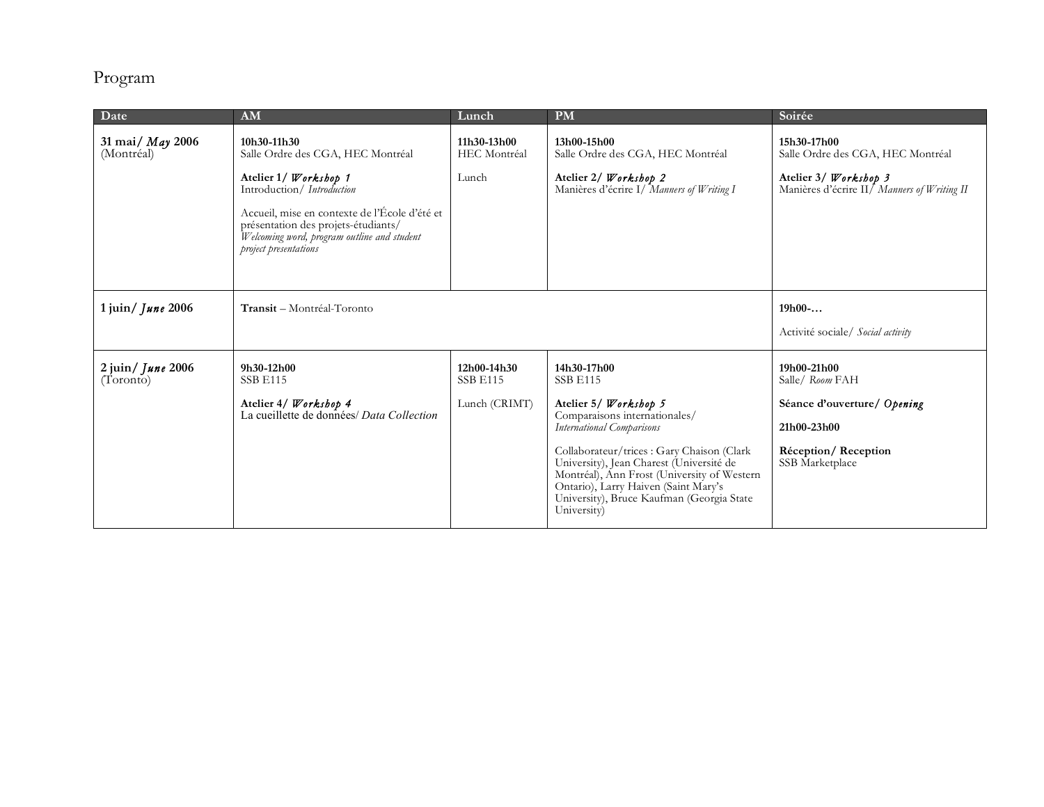# Program

| Date | AM | Lunch | PM | Soirée |
|---|---|---|---|---|
| **31 mai/ *May* 2006** (Montréal) | **10h30-11h30** Salle Ordre des CGA, HEC Montréal<br><br>**Atelier 1/ *Workshop 1*** Introduction/ *Introduction*<br><br>Accueil, mise en contexte de l'École d'été et présentation des projets-étudiants/ *Welcoming word, program outline and student project presentations* | **11h30-13h00** HEC Montréal<br><br>Lunch | **13h00-15h00** Salle Ordre des CGA, HEC Montréal<br><br>**Atelier 2/ *Workshop 2*** Manières d'écrire I/ *Manners of Writing I* | **15h30-17h00** Salle Ordre des CGA, HEC Montréal<br><br>**Atelier 3/ *Workshop 3*** Manières d'écrire II/ *Manners of Writing II* |
| **1 juin/ *June* 2006** | **Transit** – Montréal-Toronto | | | **19h00-…**<br><br>Activité sociale/ *Social activity* |
| **2 juin/ *June* 2006** (Toronto) | **9h30-12h00** SSB E115<br><br>**Atelier 4/ *Workshop 4*** La cueillette de données/ *Data Collection* | **12h00-14h30** SSB E115<br><br>Lunch (CRIMT) | **14h30-17h00** SSB E115<br><br>**Atelier 5/ *Workshop 5*** Comparaisons internationales/ *International Comparisons*<br><br>Collaborateur/trices : Gary Chaison (Clark University), Jean Charest (Université de Montréal), Ann Frost (University of Western Ontario), Larry Haiven (Saint Mary's University), Bruce Kaufman (Georgia State University) | **19h00-21h00** Salle/ *Room* FAH<br><br>**Séance d'ouverture/ *Opening***<br><br>**21h00-23h00**<br><br>**Réception/ Reception** SSB Marketplace |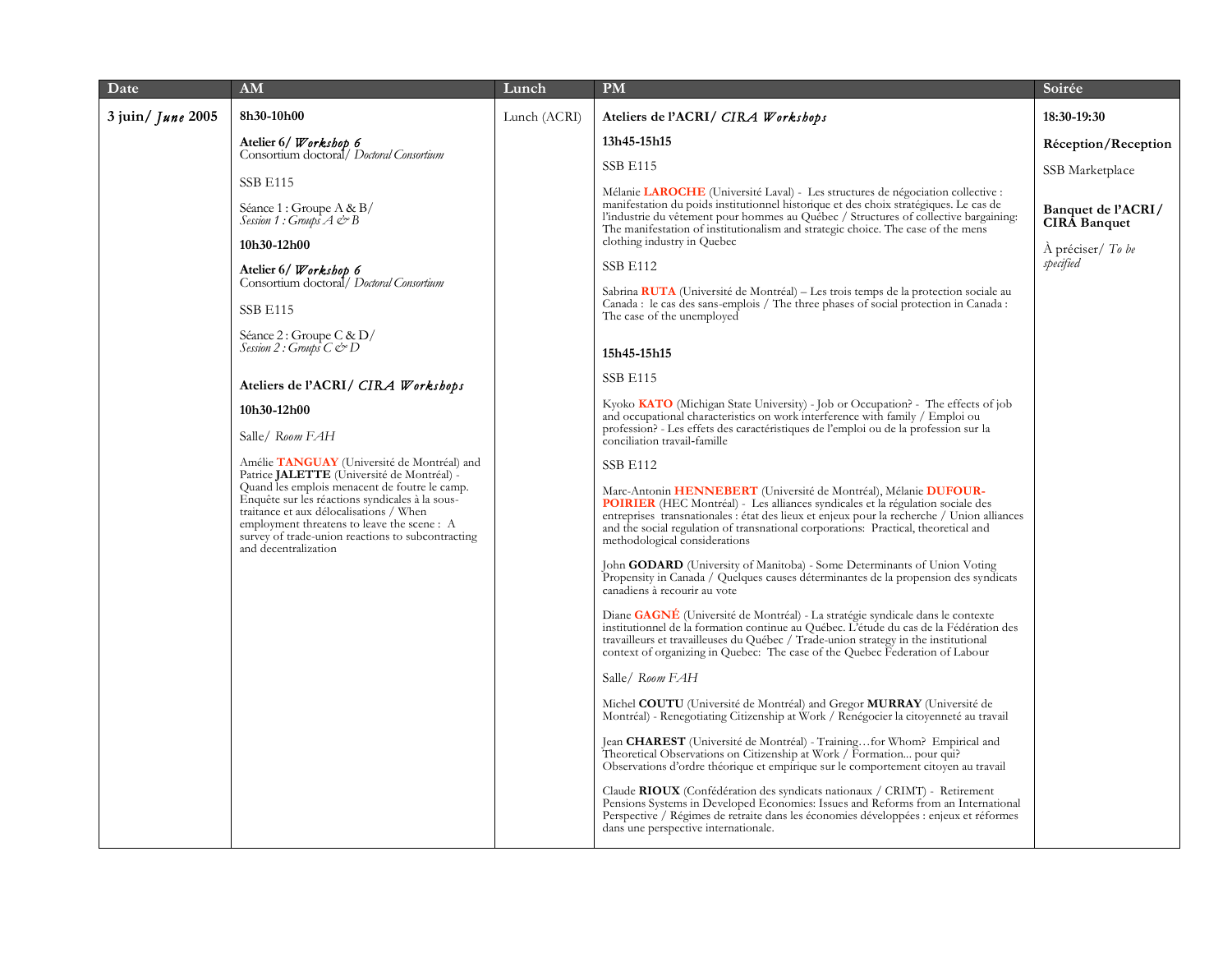| Date | AM | Lunch | PM | Soirée |
| --- | --- | --- | --- | --- |
| 3 juin/ *June* 2005 | **8h30-10h00**<br><br>**Atelier 6/ *Workshop 6***<br>Consortium doctoral/ *Doctoral Consortium*<br><br>SSB E115<br><br>Séance 1 : Groupe A & B/<br>*Session 1 : Groups A & B*<br><br>**10h30-12h00**<br><br>**Atelier 6/ *Workshop 6***<br>Consortium doctoral/ *Doctoral Consortium*<br><br>SSB E115<br><br>Séance 2 : Groupe C & D/<br>*Session 2 : Groups C & D*<br><br>**Ateliers de l'ACRI/ *CIRA Workshops***<br><br>**10h30-12h00**<br><br>Salle/ *Room FAH*<br><br>Amélie **TANGUAY** (Université de Montréal) and Patrice **JALETTE** (Université de Montréal) - Quand les emplois menacent de foutre le camp. Enquête sur les réactions syndicales à la sous-traitance et aux délocalisations / When employment threatens to leave the scene : A survey of trade-union reactions to subcontracting and decentralization | Lunch (ACRI) | **Ateliers de l'ACRI/ *CIRA Workshops***<br><br>**13h45-15h15**<br><br>SSB E115<br><br>Mélanie **LAROCHE** (Université Laval) - Les structures de négociation collective : manifestation du poids institutionnel historique et des choix stratégiques. Le cas de l'industrie du vêtement pour hommes au Québec / Structures of collective bargaining: The manifestation of institutionalism and strategic choice. The case of the mens clothing industry in Quebec<br><br>SSB E112<br><br>Sabrina **RUTA** (Université de Montréal) – Les trois temps de la protection sociale au Canada : le cas des sans-emplois / The three phases of social protection in Canada : The case of the unemployed<br><br>**15h45-15h15**<br><br>SSB E115<br><br>Kyoko **KATO** (Michigan State University) - Job or Occupation? - The effects of job and occupational characteristics on work interference with family / Emploi ou profession? - Les effets des caractéristiques de l'emploi ou de la profession sur la conciliation travail-famille<br><br>SSB E112<br><br>Marc-Antonin **HENNEBERT** (Université de Montréal), Mélanie **DUFOUR-POIRIER** (HEC Montréal) - Les alliances syndicales et la régulation sociale des entreprises transnationales : état des lieux et enjeux pour la recherche / Union alliances and the social regulation of transnational corporations: Practical, theoretical and methodological considerations<br><br>John **GODARD** (University of Manitoba) - Some Determinants of Union Voting Propensity in Canada / Quelques causes déterminantes de la propension des syndicats canadiens à recourir au vote<br><br>Diane **GAGNÉ** (Université de Montréal) - La stratégie syndicale dans le contexte institutionnel de la formation continue au Québec. L'étude du cas de la Fédération des travailleurs et travailleuses du Québec / Trade-union strategy in the institutional context of organizing in Quebec: The case of the Quebec Federation of Labour<br><br>Salle/ *Room FAH*<br><br>Michel **COUTU** (Université de Montréal) and Gregor **MURRAY** (Université de Montréal) - Renegotiating Citizenship at Work / Renégocier la citoyenneté au travail<br><br>Jean **CHAREST** (Université de Montréal) - Training…for Whom? Empirical and Theoretical Observations on Citizenship at Work / Formation... pour qui? Observations d'ordre théorique et empirique sur le comportement citoyen au travail<br><br>Claude **RIOUX** (Confédération des syndicats nationaux / CRIMT) - Retirement Pensions Systems in Developed Economies: Issues and Reforms from an International Perspective / Régimes de retraite dans les économies développées : enjeux et réformes dans une perspective internationale. | **18:30-19:30**<br><br>**Réception/Reception**<br><br>SSB Marketplace<br><br>**Banquet de l'ACRI/ CIRA Banquet**<br><br>À préciser/ *To be specified* |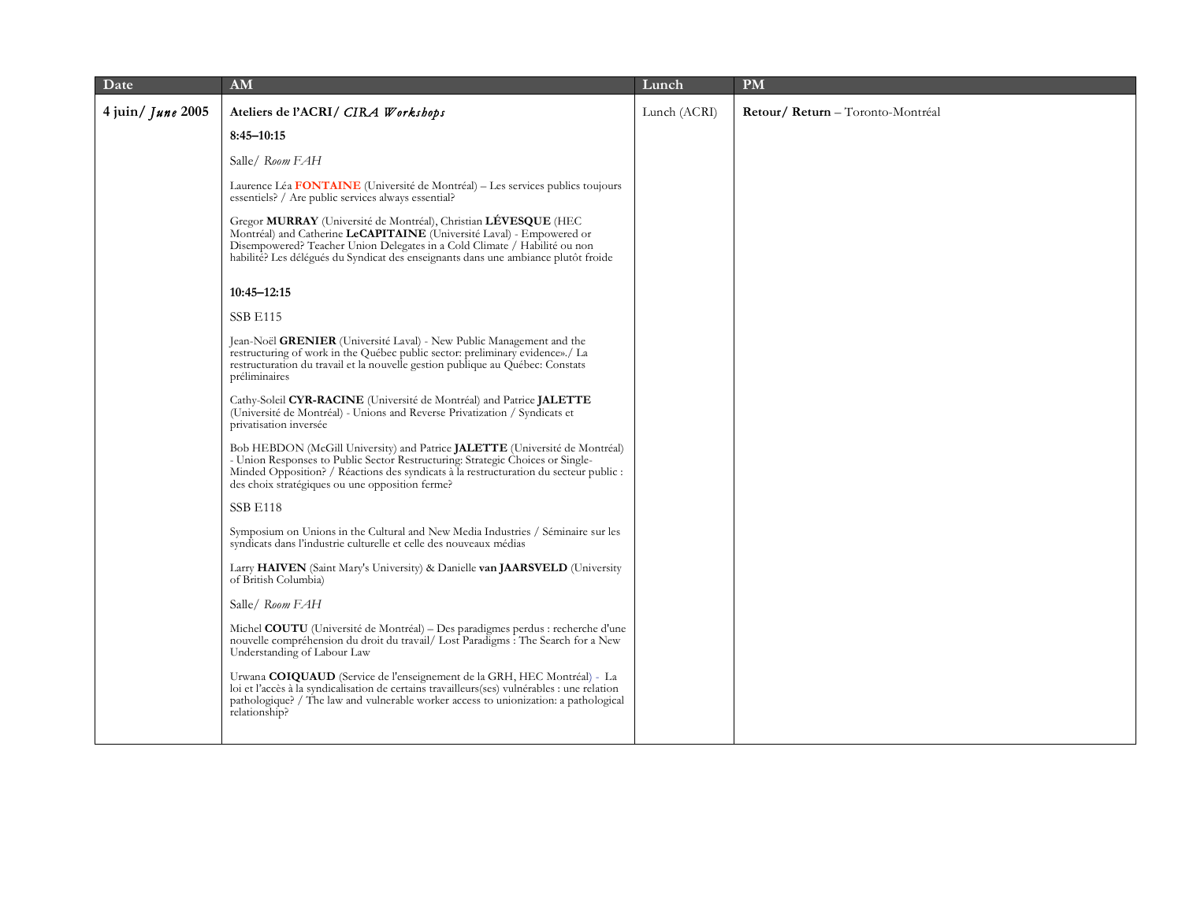| Date | AM | Lunch | PM |
|---|---|---|---|
| **4 juin/ *June* 2005** | **Ateliers de l'ACRI/ *CIRA Workshops***<br><br>**8:45–10:15**<br><br>Salle/ *Room FAH*<br><br>Laurence Léa **FONTAINE** (Université de Montréal) – Les services publics toujours essentiels? / Are public services always essential?<br><br>Gregor **MURRAY** (Université de Montréal), Christian **LÉVESQUE** (HEC Montréal) and Catherine **LeCAPITAINE** (Université Laval) - Empowered or Disempowered? Teacher Union Delegates in a Cold Climate / Habilité ou non habilité? Les délégués du Syndicat des enseignants dans une ambiance plutôt froide<br><br>**10:45–12:15**<br><br>SSB E115<br><br>Jean-Noël **GRENIER** (Université Laval) - New Public Management and the restructuring of work in the Québec public sector: preliminary evidence»./ La restructuration du travail et la nouvelle gestion publique au Québec: Constats préliminaires<br><br>Cathy-Soleil **CYR-RACINE** (Université de Montréal) and Patrice **JALETTE** (Université de Montréal) - Unions and Reverse Privatization / Syndicats et privatisation inversée<br><br>Bob HEBDON (McGill University) and Patrice **JALETTE** (Université de Montréal) - Union Responses to Public Sector Restructuring: Strategic Choices or Single-Minded Opposition? / Réactions des syndicats à la restructuration du secteur public : des choix stratégiques ou une opposition ferme?<br><br>SSB E118<br><br>Symposium on Unions in the Cultural and New Media Industries / Séminaire sur les syndicats dans l'industrie culturelle et celle des nouveaux médias<br><br>Larry **HAIVEN** (Saint Mary's University) & Danielle **van JAARSVELD** (University of British Columbia)<br><br>Salle/ *Room FAH*<br><br>Michel **COUTU** (Université de Montréal) – Des paradigmes perdus : recherche d'une nouvelle compréhension du droit du travail/ Lost Paradigms : The Search for a New Understanding of Labour Law<br><br>Urwana **COIQUAUD** (Service de l'enseignement de la GRH, HEC Montréal) - La loi et l'accès à la syndicalisation de certains travailleurs(ses) vulnérables : une relation pathologique? / The law and vulnerable worker access to unionization: a pathological relationship? | Lunch (ACRI) | **Retour/ Return** – Toronto-Montréal |